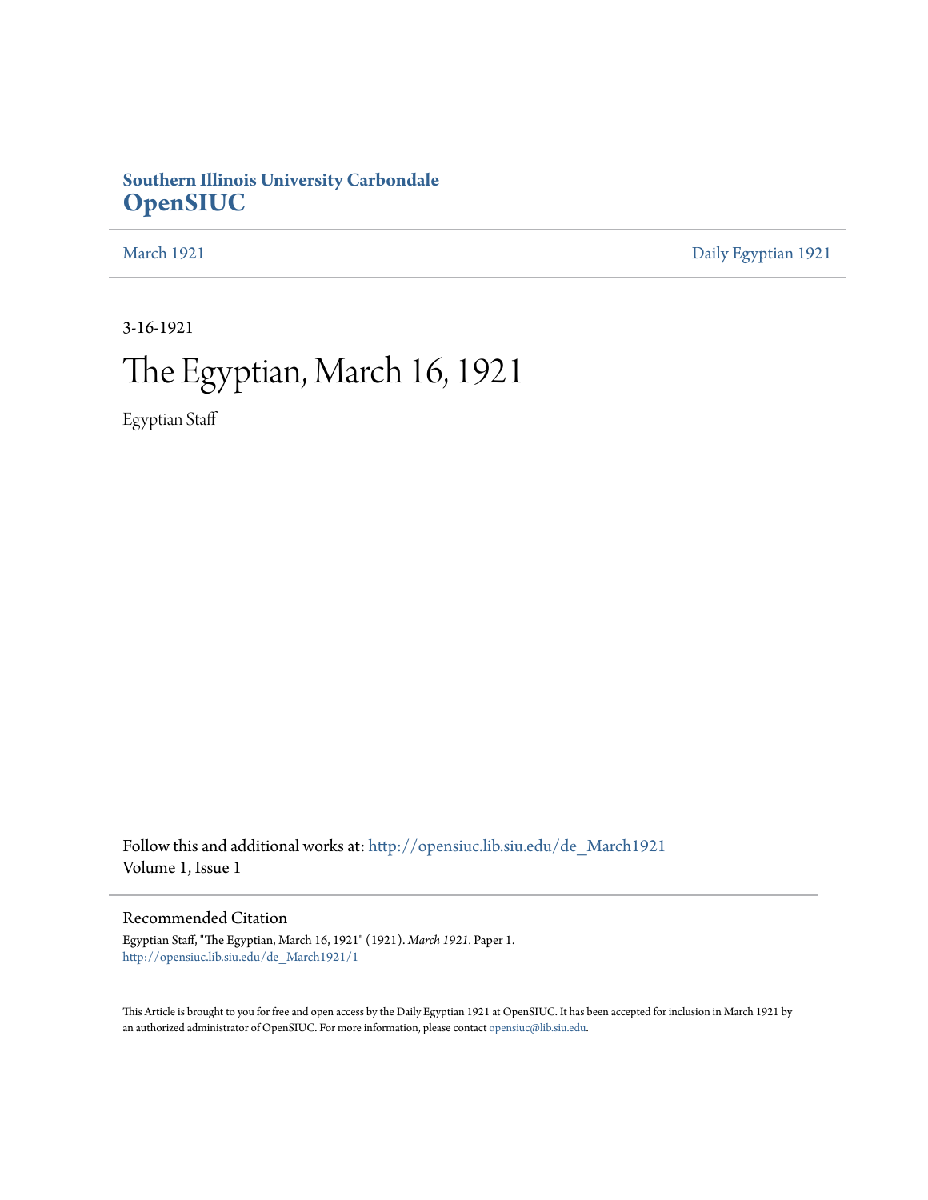**Southern Illinois University Carbondale**
**OpenSIUC**

March 1921 | Daily Egyptian 1921

3-16-1921

# The Egyptian, March 16, 1921

Egyptian Staff

Follow this and additional works at: http://opensiuc.lib.siu.edu/de_March1921
Volume 1, Issue 1

## Recommended Citation

Egyptian Staff, "The Egyptian, March 16, 1921" (1921). *March 1921.* Paper 1.
http://opensiuc.lib.siu.edu/de_March1921/1

This Article is brought to you for free and open access by the Daily Egyptian 1921 at OpenSIUC. It has been accepted for inclusion in March 1921 by an authorized administrator of OpenSIUC. For more information, please contact opensiuc@lib.siu.edu.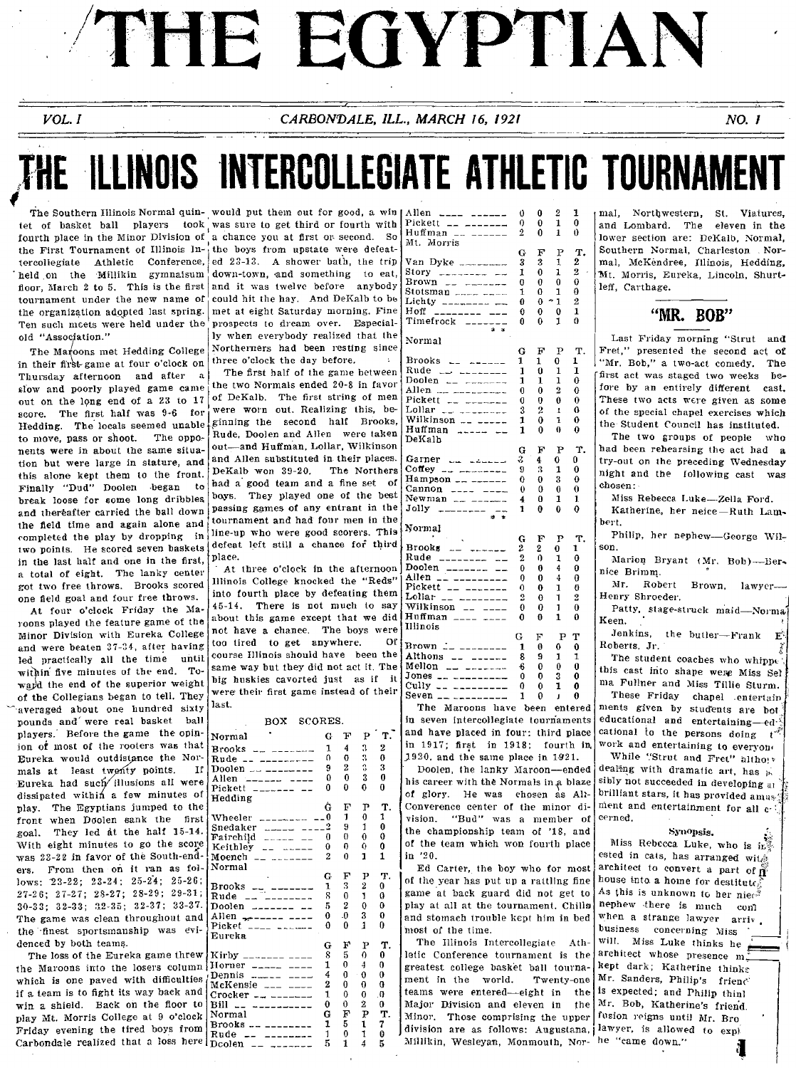# THE EGYPTIAN

*VOL. I* — *CARBONDALE, ILL., MARCH 16, 1921* — *NO. 1*

# THE ILLINOIS INTERCOLLEGIATE ATHLETIC TOURNAMENT

The Southern Illinois Normal quintet of basket ball players took fourth place in the Minor Division of the First Tournament of Illinois Intercollegiate Athletic Conference, held on the Millikin gymnaisum floor, March 2 to 5. This is the first tournament under the new name of the organization adopted last spring. Ten such meets were held under the old "Association."

The Maroons met Hedding College in their first game at four o'clock on Thursday afternoon and after a slow and poorly played game came out on the long end of a 23 to 17 score. The first half was 9-6 for Hedding. The locals seemed unable to move, pass or shoot. The opponents were in about the same situation but were large in stature, and this alone kept them to the front. Finally "Dud" Doolen began to break loose for some long dribbles and thereafter carried the ball down the field time and again alone and completed the play by dropping in two points. He scored seven baskets in the last half and one in the first, a total of eight. The lanky center got two free throws. Brooks scored one field goal and four free throws.

At four o'clock Friday the Maroons played the feature game of the Minor Division with Eureka College and were beaten 37-34, after having led practically all the time until within five minutes of the end. Toward the end of the game the superior weight of the Collegians began to tell. They averaged about one hundred sixty pounds and were real basket ball players. Before the game the opinion of most of the rooters was that Eureka would outdistance the Normals at least twenty points. If Eureka had such illusions all were dissipated within a few minutes of play. The Egyptians jumped to the front when Doolen sank the first goal. They led at the half 15-14. With eight minutes to go the score was 23-22 in favor of the South-enders. From then on it ran as follows: 23-22; 23-24; 25-24; 25-26; 27-26; 27-27; 28-27; 28-29; 29-31; 30-33; 32-33; 32-35; 32-37; 33-37. The game was clean throughout and the finest sportsmanship was evidenced by both teams.

The loss of the Eureka game threw the Maroons into the losers column which is one paved with difficulties if a team is to fight its way back and win a shield. Back on the floor to play Mt. Morris College at 9 o'clock Friday evening the tired boys from Carbondale realized that a loss here would put them out for good, a win was sure to get third or fourth with a chance you at first or second. So the boys from upstate were defeated 23-13. A shower bath, the trip down-town, and something to eat, and it was twelve before anybody could hit the hay. And DeKalb to be met at eight Saturday morning. Fine prospects to dream over. Especially when everybody realized that the Northerners had been resting since three o'clock the day before.

The first half of the game between the two Normals ended 20-8 in favor of DeKalb. The first string of men were worn out. Realizing this, beginning the second half Brooks, Rude, Doolen and Allen were taken out—and Huffman, Lollar, Wilkinson and Allen substituted in their places. DeKalb won 39-20. The Northers had a good team and a fine set of boys. They played one of the best passing games of any entrant in the tournament and had four men in the line-up who were good scorers. This defeat left still a chance for third place.

At three o'clock in the afternoon Illinois College knocked the "Reds" into fourth place by defeating them 45-14. There is not much to say about this game except that we did not have a chance. The boys were too tired to get anywhere. Of course Illinois should have been the same way but they did not act it. The big huskies cavorted just as if it were their first game instead of their last.

## BOX SCORES.

| Normal | G | F | P | T. |
|---|---|---|---|---|
| Brooks | 1 | 4 | 3 | 2 |
| Rude | 0 | 0 | 2 | 0 |
| Doolen | 9 | 2 | 3 | 3 |
| Allen | 0 | 0 | 3 | 0 |
| Pickett | 0 | 0 | 0 | 0 |

| Hedding | G | F | P | T. |
|---|---|---|---|---|
| Wheeler | 0 | 1 | 0 | 1 |
| Snedaker | 2 | 9 | 1 | 0 |
| Fairchild | 0 | 0 | 0 | 0 |
| Keithley | 0 | 0 | 0 | 0 |
| Moench | 2 | 0 | 1 | 1 |

| Normal | G | F | P | T. |
|---|---|---|---|---|
| Brooks | 1 | 3 | 2 | 0 |
| Rude | 8 | 0 | 1 | 0 |
| Doolen | 5 | 2 | 0 | 0 |
| Allen | 0 | 0 | 3 | 0 |
| Picket | 0 | 0 | 1 | 0 |

| Eureka | G | F | P | T. |
|---|---|---|---|---|
| Kirby | 8 | 5 | 0 | 0 |
| Horner | 1 | 0 | 4 | 0 |
| Dennis | 4 | 0 | 0 | 0 |
| McKensie | 2 | 0 | 0 | 0 |
| Crocker | 1 | 0 | 0 | 0 |
| Bill | 0 | 0 | 2 | 0 |

| Normal | G | F | P | T. |
|---|---|---|---|---|
| Brooks | 1 | 5 | 1 | 7 |
| Rude | 1 | 0 | 1 | 0 |
| Doolen | 5 | 1 | 4 | 5 |
| Allen | 0 | 0 | 2 | 1 |
| Pickett | 0 | 0 | 1 | 0 |
| Huffman | 2 | 0 | 1 | 0 |

| Mt. Morris | G | F | P | T. |
|---|---|---|---|---|
| Van Dyke | 3 | 3 | 1 | 2 |
| Story | 1 | 0 | 1 | 2 |
| Brown | 0 | 0 | 0 | 0 |
| Stotsman | 1 | 0 | 1 | 0 |
| Lichty | 0 | 0 | 1 | 2 |
| Hoff | 0 | 0 | 0 | 1 |
| Timefrock | 0 | 0 | 1 | 0 |

| Normal | G | F | P | T. |
|---|---|---|---|---|
| Brooks | 1 | 1 | 0 | 1 |
| Rude | 1 | 0 | 1 | 1 |
| Doolen | 1 | 1 | 1 | 0 |
| Allen | 0 | 0 | 2 | 0 |
| Pickett | 0 | 0 | 0 | 0 |
| Lollar | 3 | 2 | 1 | 0 |
| Wilkinson | 1 | 0 | 1 | 0 |
| Huffman | 1 | 0 | 0 | 0 |

| DeKalb | G | F | P | T. |
|---|---|---|---|---|
| Garner | 3 | 4 | 0 | 0 |
| Coffey | 9 | 3 | 1 | 0 |
| Hampson | 0 | 0 | 3 | 0 |
| Cannon | 0 | 0 | 0 | 0 |
| Newman | 4 | 0 | 1 | 1 |
| Jolly | 1 | 0 | 0 | 0 |

| Normal | G | F | P | T. |
|---|---|---|---|---|
| Brooks | 2 | 2 | 0 | 1 |
| Rude | 2 | 0 | 1 | 0 |
| Doolen | 0 | 0 | 4 | 0 |
| Allen | 0 | 0 | 4 | 0 |
| Pickett | 0 | 0 | 1 | 0 |
| Lollar | 2 | 0 | 1 | 2 |
| Wilkinson | 0 | 0 | 1 | 0 |
| Huffman | 0 | 0 | 1 | 0 |

| Illinois | G | F | P | T |
|---|---|---|---|---|
| Brown | 1 | 0 | 0 | 0 |
| Althons | 8 | 9 | 1 | 1 |
| Mellon | 6 | 0 | 0 | 0 |
| Jones | 0 | 0 | 3 | 0 |
| Cully | 0 | 0 | 1 | 0 |
| Seven | 1 | 0 | 1 | 0 |

The Maroons have been entered in seven intercollegiate tournaments and have placed in four: third place in 1917; first in 1918; fourth in 1920, and the same place in 1921.

Doolen, the lanky Maroon—ended his career with the Normals in a blaze of glory. He was chosen as All-Converence center of the minor division. "Bud" was a member of the championship team of '18, and of the team which won fourth place in '20.

Ed Carter, the boy who for most of the year has put up a rattling fine game at back guard did not get to play at all at the tournament. Chills and stomach trouble kept him in bed most of the time.

The Illinois Intercollegiate Athletic Conference tournament is the greatest college basket ball tournament in the world. Twenty-one teams were entered—eight in the Major Division and eleven in the Minor. Those comprising the upper division are as follows: Augustana, Millikin, Wesleyan, Monmouth, Normal, Northwestern, St. Viatures, and Lombard. The eleven in the lower section are: DeKalb, Normal, Southern Normal, Charleston Normal, McKendree, Illinois, Hedding, Mt. Morris, Eureka, Lincoln, Shurtleff, Carthage.

## "MR. BOB"

Last Friday morning "Strut and Fret," presented the second act of "Mr. Bob," a two-act comedy. The first act was staged two weeks before by an entirely different cast. These two acts were given as some of the special chapel exercises which the Student Council has instituted.

The two groups of people who had been rehearsing the act had a try-out on the preceding Wednesday night and the following cast was chosen:

Miss Rebecca Luke—Zella Ford.

Katherine, her neice—Ruth Lambert.

Philip, her nephew—George Wilson.

Marion Bryant (Mr. Bob)—Bernice Brimm.

Mr. Robert Brown, lawyer—Henry Shroeder.

Patty, stage-struck maid—Norma Keen.

Jenkins, the butler—Frank E. Roberts, Jr.

The student coaches who whipped this cast into shape were Miss Selma Fullner and Miss Tillie Sturm.

These Friday chapel entertainments given by students are both educational and entertaining—educational to the persons doing the work and entertaining to everyone.

While "Strut and Fret" although dealing with dramatic art, has possibly not succeeded in developing any brilliant stars, it has provided amusement and entertainment for all concerned.

### Synopsis.

Miss Rebecca Luke, who is interested in cats, has arranged with architect to convert a part of her house into a home for destitute cats. As this is unknown to her niece and nephew there is much confusion when a strange lawyer arrives on business concerning Miss Luke's will. Miss Luke thinks he is the architect whose presence must be kept dark; Katherine thinks he is Mr. Sanders, Philip's friend who is expected; and Philip thinks he is Mr. Bob, Katherine's friend. Confusion reigns until Mr. Brown, the lawyer, is allowed to explain why he "came down."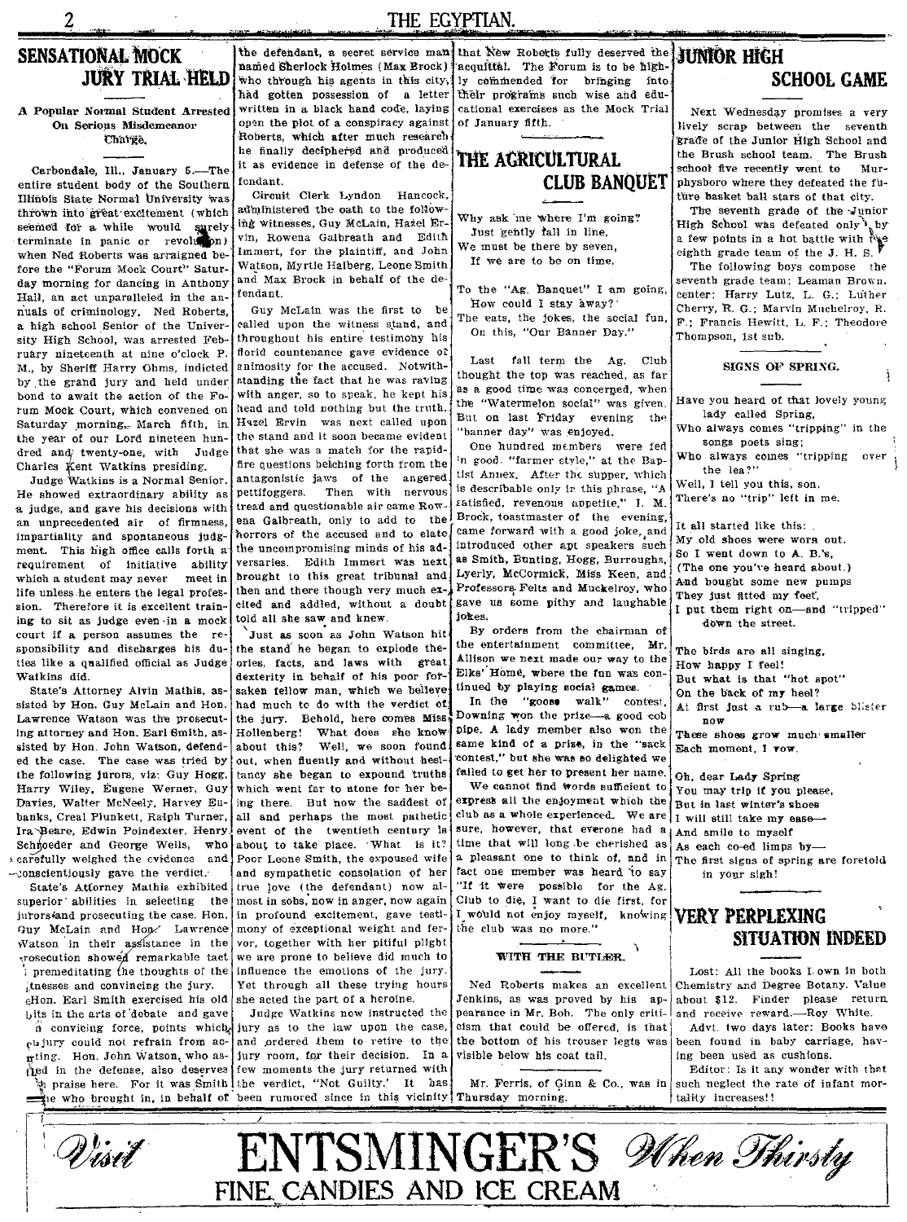## SENSATIONAL MOCK JURY TRIAL HELD

### A Popular Normal Student Arrested On Serious Misdemeanor Charge.

Carbondale, Ill., January 5.—The entire student body of the Southern Illinois State Normal University was thrown into great excitement (which seemed for a while would surely terminate in panic or revolution) when Ned Roberts was arraigned before the "Forum Mock Court" Saturday morning for dancing in Anthony Hall, an act unparalleled in the annuals of criminology. Ned Roberts, a high school Senior of the University High School, was arrested February nineteenth at nine o'clock P. M., by Sheriff Harry Ohms, indicted by the grand jury and held under bond to await the action of the Forum Mock Court, which convened on Saturday morning, March fifth, in the year of our Lord nineteen hundred and twenty-one, with Judge Charles Kent Watkins presiding.

Judge Watkins is a Normal Senior. He showed extraordinary ability as a judge, and gave his decisions with an unprecedented air of firmness, impartiality and spontaneous judgment. This high office calls forth a requirement of initiative ability which a student may never meet in life unless he enters the legal profession. Therefore it is excellent training to sit as judge even in a mock court if a person assumes the responsibility and discharges his duties like a qualified official as Judge Watkins did.

State's Attorney Alvin Mathis, assisted by Hon. Guy McLain and Hon. Lawrence Watson was the prosecuting attorney and Hon. Earl Smith, assisted by Hon. John Watson, defended the case. The case was tried by the following jurors, viz: Guy Hogg, Harry Wiley, Eugene Werner, Guy Davies, Walter McNeely, Harvey Eubanks, Creal Plunkett, Ralph Turner, Ira Beare, Edwin Poindexter, Henry Schroeder and George Wells, who carefully weighed the evidence and conscientiously gave the verdict.

State's Attorney Mathis exhibited superior abilities in selecting the jurors and prosecuting the case. Hon. Guy McLain and Hon. Lawrence Watson in their assistance in the prosecution showed remarkable tact in premeditating the thoughts of the witnesses and convincing the jury. Hon. Earl Smith exercised his old habits in the arts of debate and gave a convincing force, points which the jury could not refrain from accepting. Hon. John Watson, who assisted in the defense, also deserves much praise here. For it was Smith who brought in, in behalf of the defendant, a secret service man named Sherlock Holmes (Max Brock) who through his agents in this city, had gotten possession of a letter written in a black hand code, laying open the plot of a conspiracy against Roberts, which after much research he finally deciphered and produced it as evidence in defense of the defendant.

Circuit Clerk Lyndon Hancock, administered the oath to the following witnesses, Guy McLain, Hazel Ervin, Rowena Galbreath and Edith Immert, for the plaintiff, and John Watson, Myrtle Halberg, Leone Smith and Max Brock in behalf of the defendant.

Guy McLain was the first to be called upon the witness stand, and throughout his entire testimony his florid countenance gave evidence of animosity for the accused. Notwithstanding the fact that he was raving with anger, so to speak, he kept his head and told nothing but the truth. Hazel Ervin was next called upon the stand and it soon became evident that she was a match for the rapid-fire questions belching forth from the antagonistic jaws of the angered pettifoggers. Then with nervous tread and questionable air came Rowena Galbreath, only to add to the horrors of the accused and to elate the uncompromising minds of his adversaries. Edith Immert was next brought to this great tribunal and then and there though very much excited and addled, without a doubt told all she saw and knew.

Just as soon as John Watson hit the stand he began to explode theories, facts, and laws with great dexterity in behalf of his poor forsaken fellow man, which we believe had much to do with the verdict of the jury. Behold, here comes Miss Hollenberg! What does she know about this? Well, we soon found out, when fluently and without hesitancy she began to expound truths which went far to atone for her being there. But now the saddest of all and perhaps the most pathetic event of the twentieth century is about to take place. What is it? Poor Leone Smith, the expoused wife and sympathetic consolation of her true love (the defendant) now almost in sobs, now in anger, now again in profound excitement, gave testimony of exceptional weight and fervor, together with her pitiful plight we are prone to believe did much to influence the emotions of the jury. Yet through all these trying hours she acted the part of a heroine.

Judge Watkins now instructed the jury as to the law upon the case, and ordered them to retire to the jury room, for their decision. In a few moments the jury returned with the verdict, "Not Guilty." It has been rumored since in this vicinity that Ned Roberts fully deserved the acquittal. The Forum is to be highly commended for bringing into their programs such wise and educational exercises as the Mock Trial of January fifth.

## THE AGRICULTURAL CLUB BANQUET

Why ask me where I'm going?
Just gently fall in line,
We must be there by seven,
If we are to be on time.

To the "Ag. Banquet" I am going,
How could I stay away?
The eats, the jokes, the social fun,
On this, "Our Banner Day."

Last fall term the Ag. Club thought the top was reached, as far as a good time was concerned, when the "Watermelon social" was given. But on last Friday evening the "banner day" was enjoyed.

One hundred members were fed in good "farmer style," at the Baptist Annex. After the supper, which is describable only in this phrase, "A satisfied, revenous appetite," I. M. Brock, toastmaster of the evening, came forward with a good joke, and introduced other apt speakers such as Smith, Bunting, Hogg, Burroughs, Lyerly, McCormick, Miss Keen, and Professors Felts and Muckelroy, who gave us some pithy and laughable jokes.

By orders from the chairman of the entertainment committee, Mr. Allison we next made our way to the Elks' Home, where the fun was continued by playing social games.

In the "goose walk" contest, Downing won the prize—a good cob pipe. A lady member also won the same kind of a prize, in the "sack contest," but she was so delighted we failed to get her to present her name.

We cannot find words sufficient to express all the enjoyment which the club as a whole experienced. We are sure, however, that everone had a time that will long be cherished as a pleasant one to think of, and in fact one member was heard to say "If it were possible for the Ag. Club to die, I want to die first, for I would not enjoy myself, knowing the club was no more."

### WITH THE BUTLER.

Ned Roberts makes an excellent Jenkins, as was proved by his appearance in Mr. Bob. The only criticism that could be offered, is that the bottom of his trouser legts was visible below his coat tail.

Mr. Ferris, of Ginn & Co., was in Thursday morning.

## JUNIOR HIGH SCHOOL GAME

Next Wednesday promises a very lively scrap between the seventh grade of the Junior High School and the Brush school team. The Brush school five recently went to Murphysboro where they defeated the future basket ball stars of that city.

The seventh grade of the Junior High School was defeated only by a few points in a hot battle with the eighth grade team of the J. H. S.

The following boys compose the seventh grade team: Leaman Brown, center; Harry Lutz, L. G.; Luther Cherry, R. G.; Marvin Muchelroy, R. F.; Francis Hewitt, L. F.; Theodore Thompson, 1st sub.

### SIGNS OF SPRING.

Have you heard of that lovely young lady called Spring,
Who always comes "tripping" in the songs poets sing;
Who always comes "tripping over the lea?"
Well, I tell you this, son,
There's no "trip" left in me.

It all started like this:
My old shoes were worn out.
So I went down to A. B.'s,
(The one you've heard about.)
And bought some new pumps
They just fitted my feet,
I put them right on—and "tripped" down the street.

The birds are all singing,
How happy I feel!
But what is that "hot spot"
On the back of my heel?
At first just a rub—a large blister now
These shoes grow much smaller
Each moment, I vow.

Oh, dear Lady Spring
You may trip if you please,
But in last winter's shoes
I will still take my ease—
And smile to myself
As each co-ed limps by—
The first signs of spring are foretold in your sigh!

## VERY PERPLEXING SITUATION INDEED

Lost: All the books I own in both Chemistry and Degree Botany. Value about $12. Finder please return and receive reward.—Roy White.

Advt. two days later: Books have been found in baby carriage, having been used as cushions.

Editor: Is it any wonder with that such neglect the rate of infant mortality increases!!

---

*Visit* **ENTSMINGER'S** *When Thirsty*

**FINE CANDIES AND ICE CREAM**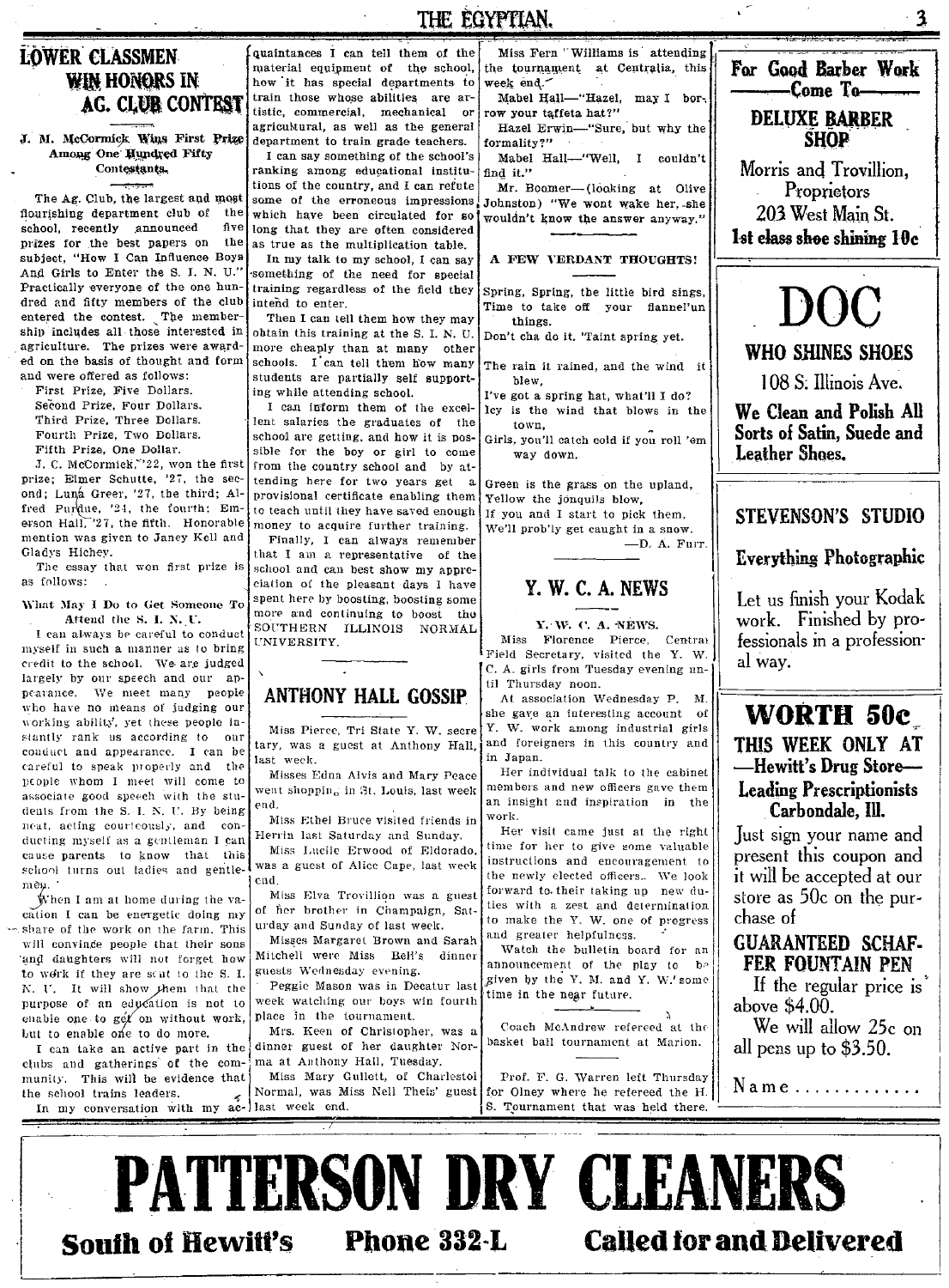# LOWER CLASSMEN WIN HONORS IN AG. CLUB CONTEST

**J. M. McCormick Wins First Prize Among One Hundred Fifty Contestants.**

The Ag. Club, the largest and most flourishing department club of the school, recently announced five prizes for the best papers on the subject, "How I Can Influence Boys And Girls to Enter the S. I. N. U." Practically everyone of the one hundred and fifty members of the club entered the contest. The membership includes all those interested in agriculture. The prizes were awarded on the basis of thought and form and were offered as follows:

First Prize, Five Dollars.
Second Prize, Four Dollars.
Third Prize, Three Dollars.
Fourth Prize, Two Dollars.
Fifth Prize, One Dollar.

J. C. McCormick, '22, won the first prize; Elmer Schutte, '27, the second; Luna Greer, '27, the third; Alfred Purdue, '24, the fourth; Emerson Hall, '27, the fifth. Honorable mention was given to Janey Kell and Gladys Hichey.

The essay that won first prize is as follows:

**What May I Do to Get Someone To Attend the S. I. N. U.**

I can always be careful to conduct myself in such a manner as to bring credit to the school. We are judged largely by our speech and our appearance. We meet many people who have no means of judging our working ability, yet these people instantly rank us according to our conduct and appearance. I can be careful to speak properly and the people whom I meet will come to associate good speech with the students from the S. I. N. U. By being neat, acting courteously, and conducting myself as a gentleman I can cause parents to know that this school turns out ladies and gentlemen.

When I am at home during the vacation I can be energetic doing my share of the work on the farm. This will convince people that their sons and daughters will not forget how to work if they are sent to the S. I. N. U. It will show them that the purpose of an education is not to enable one to get on without work, but to enable one to do more.

I can take an active part in the clubs and gatherings of the community. This will be evidence that the school trains leaders.

In my conversation with my acquaintances I can tell them of the material equipment of the school, how it has special departments to train those whose abilities are artistic, commercial, mechanical or agricultural, as well as the general department to train grade teachers.

I can say something of the school's ranking among educational institutions of the country, and I can refute some of the erroneous impressions which have been circulated for so long that they are often considered as true as the multiplication table.

In my talk to my school, I can say something of the need for special training regardless of the field they intend to enter.

Then I can tell them how they may obtain this training at the S. I. N. U. more cheaply than at many other schools. I can tell them how many students are partially self supporting while attending school.

I can inform them of the excellent salaries the graduates of the school are getting, and how it is possible for the boy or girl to come from the country school and by attending here for two years get a provisional certificate enabling them to teach until they have saved enough money to acquire further training.

Finally, I can always remember that I am a representative of the school and can best show my appreciation of the pleasant days I have spent here by boosting, boosting some more and continuing to boost the SOUTHERN ILLINOIS NORMAL UNIVERSITY.

## ANTHONY HALL GOSSIP

Miss Pierce, Tri State Y. W. secretary, was a guest at Anthony Hall, last week.

Misses Edna Alvis and Mary Peace went shopping in St. Louis, last week end.

Miss Ethel Bruce visited friends in Herrin last Saturday and Sunday.

Miss Lucile Erwood of Eldorado, was a guest of Alice Cape, last week end.

Miss Elva Trovillion was a guest of her brother in Champaign, Saturday and Sunday of last week.

Misses Margaret Brown and Sarah Mitchell were Miss Bell's dinner guests Wednesday evening.

Peggie Mason was in Decatur last week watching our boys win fourth place in the tournament.

Mrs. Keen of Christopher, was a dinner guest of her daughter Norma at Anthony Hall, Tuesday.

Miss Mary Gullett, of Charleston Normal, was Miss Nell Theis' guest last week end.

Miss Fern Williams is attending the tournament at Centralia, this week end.

Mabel Hall—"Hazel, may I borrow your taffeta hat?"

Hazel Erwin—"Sure, but why the formality?"

Mabel Hall—"Well, I couldn't find it."

Mr. Boomer—(looking at Olive Johnston) "We wont wake her, she wouldn't know the answer anyway."

## A FEW VERDANT THOUGHTS!

Spring, Spring, the little bird sings,
Time to take off your flannel'un things.
Don't cha do it. 'Taint spring yet.

The rain it rained, and the wind it blew,
I've got a spring hat, what'll I do?
Icy is the wind that blows in the town,
Girls, you'll catch cold if you roll 'em way down.

Green is the grass on the upland,
Yellow the jonquils blow,
If you and I start to pick them,
We'll prob'ly get caught in a snow.

—D. A. Furr.

## Y. W. C. A. NEWS

Y. W. C. A. NEWS.

Miss Florence Pierce, Central Field Secretary, visited the Y. W. C. A. girls from Tuesday evening until Thursday noon.

At association Wednesday P. M. she gave an interesting account of Y. W. work among industrial girls and foreigners in this country and in Japan.

Her individual talk to the cabinet members and new officers gave them an insight and inspiration in the work.

Her visit came just at the right time for her to give some valuable instructions and encouragement to the newly elected officers. We look forward to their taking up new duties with a zest and determination to make the Y. W. one of progress and greater helpfulness.

Watch the bulletin board for an announcement of the play to be given by the Y. M. and Y. W. some time in the near future.

Coach McAndrew refereed at the basket ball tournament at Marion.

Prof. F. G. Warren left Thursday for Olney where he refereed the H. S. Tournament that was held there.

---

**For Good Barber Work**
**Come To**
**DELUXE BARBER SHOP**
Morris and Trovillion, Proprietors
203 West Main St.
**1st class shoe shining 10c**

---

# DOC
**WHO SHINES SHOES**
108 S. Illinois Ave.
**We Clean and Polish All Sorts of Satin, Suede and Leather Shoes.**

---

**STEVENSON'S STUDIO**
**Everything Photographic**

Let us finish your Kodak work. Finished by professionals in a professional way.

---

**WORTH 50c**
**THIS WEEK ONLY AT**
**—Hewitt's Drug Store—**
**Leading Prescriptionists**
**Carbondale, Ill.**

Just sign your name and present this coupon and it will be accepted at our store as 50c on the purchase of

**GUARANTEED SCHAFFER FOUNTAIN PEN**

If the regular price is above $4.00.

We will allow 25c on all pens up to $3.50.

Name . . . . . . . . . . . . .

---

# PATTERSON DRY CLEANERS
**South of Hewitt's** **Phone 332-L** **Called for and Delivered**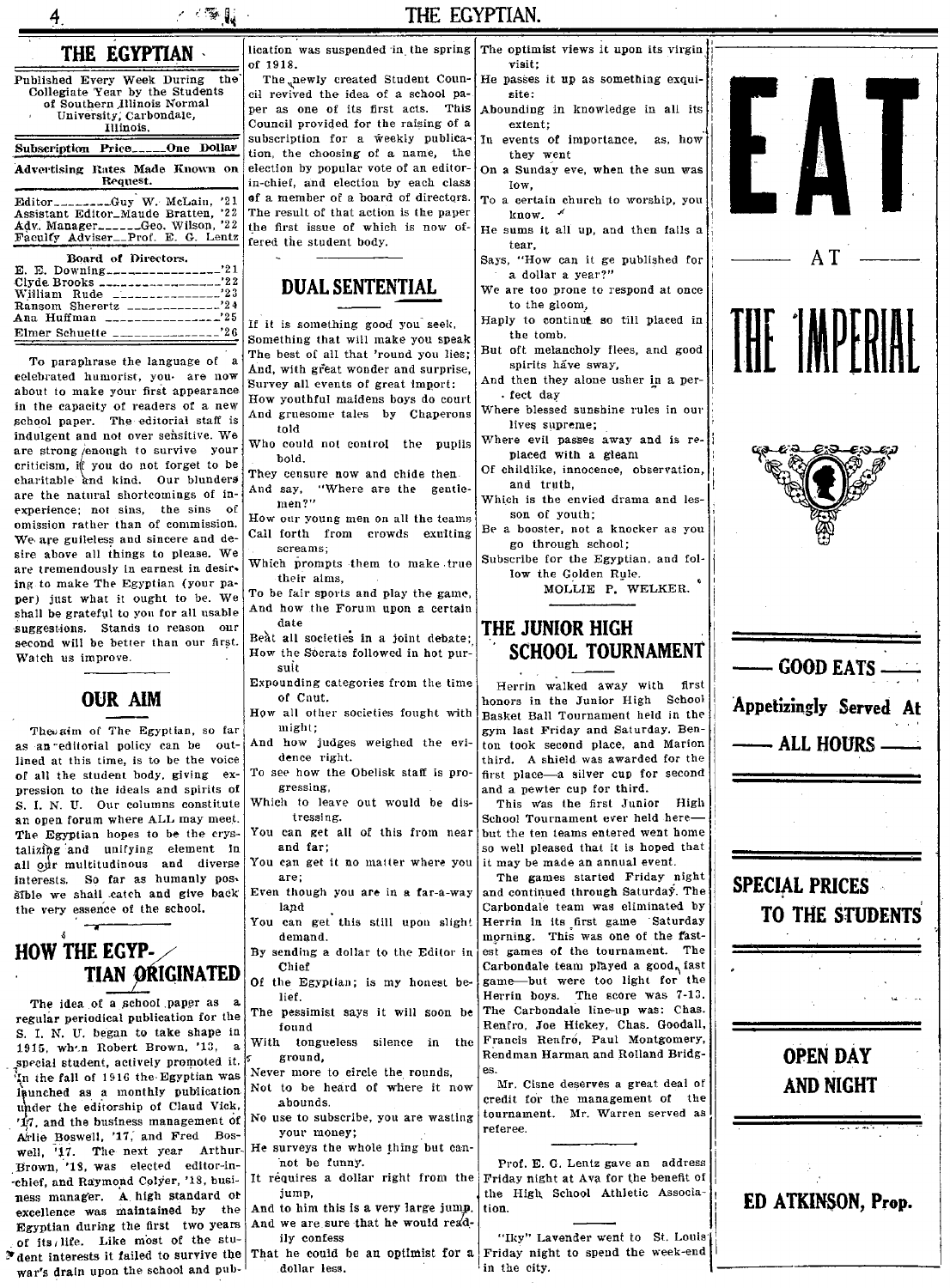# THE EGYPTIAN

Published Every Week During the Collegiate Year by the Students of Southern Illinois Normal University, Carbondale, Illinois.

Subscription Price_____One Dollar

Advertising Rates Made Known on Request.

Editor________Guy W. McLain, '21
Assistant Editor_Maude Bratten, '22
Adv. Manager______Geo. Wilson, '22
Faculty Adviser__Prof. E. G. Lentz

**Board of Directors.**

E. E. Downing_______________'21
Clyde Brooks________________'22
William Rude________________'23
Ransom Sherertz_____________'24
Ana Huffman_________________'25
Elmer Schuette______________'26

To paraphrase the language of a celebrated humorist, you are now about to make your first appearance in the capacity of readers of a new school paper. The editorial staff is indulgent and not over sensitive. We are strong enough to survive your criticism, if you do not forget to be charitable and kind. Our blunders are the natural shortcomings of inexperience; not sins, the sins of omission rather than of commission. We are guileless and sincere and desire above all things to please. We are tremendously in earnest in desiring to make The Egyptian (your paper) just what it ought to be. We shall be grateful to you for all usable suggestions. Stands to reason our second will be better than our first. Watch us improve.

## OUR AIM

The aim of The Egyptian, so far as an editorial policy can be outlined at this time, is to be the voice of all the student body, giving expression to the ideals and spirits of S. I. N. U. Our columns constitute an open forum where ALL may meet. The Egyptian hopes to be the crystalizing and unifying element in all our multitudinous and diverse interests. So far as humanly possible we shall catch and give back the very essence of the school.

## HOW THE EGYPTIAN ORIGINATED

The idea of a school paper as a regular periodical publication for the S. I. N. U. began to take shape in 1915, when Robert Brown, '13, a special student, actively promoted it. In the fall of 1916 the Egyptian was launched as a monthly publication under the editorship of Claud Vick, '17, and the business management of Arlie Boswell, '17, and Fred Boswell, '17. The next year Arthur Brown, '18, was elected editor-in-chief, and Raymond Colyer, '18, business manager. A high standard of excellence was maintained by the Egyptian during the first two years of its life. Like most of the student interests it failed to survive the war's drain upon the school and publication was suspended in the spring of 1918.

The newly created Student Council revived the idea of a school paper as one of its first acts. This Council provided for the raising of a subscription for a weekly publication, the choosing of a name, the election by popular vote of an editor-in-chief, and election by each class of a member of a board of directors. The result of that action is the paper the first issue of which is now offered the student body.

## DUAL SENTENTIAL

If it is something good you seek,
Something that will make you speak
The best of all that 'round you lies;
And, with great wonder and surprise,
Survey all events of great import:
How youthful maidens boys do court
And gruesome tales by Chaperons told
Who could not control the pupils bold.
They censure now and chide then
And say, "Where are the gentlemen?"
How our young men on all the teams
Call forth from crowds exulting screams;
Which prompts them to make true their aims,
To be fair sports and play the game,
And how the Forum upon a certain date
Beat all societies in a joint debate;
How the Socrats followed in hot pursuit
Expounding categories from the time of Cnut.
How all other societies fought with might;
And how judges weighed the evidence right.
To see how the Obelisk staff is progressing,
Which to leave out would be distressing.
You can get all of this from near and far;
You can get it no matter where you are;
Even though you are in a far-a-way land
You can get this still upon slight demand.
By sending a dollar to the Editor in Chief
Of the Egyptian; is my honest belief.
The pessimist says it will soon be found
With tongueless silence in the ground,
Never more to circle the rounds,
Not to be heard of where it now abounds.
No use to subscribe, you are wasting your money;
He surveys the whole thing but cannot be funny.
It requires a dollar right from the jump,
And to him this is a very large jump.
And we are sure that he would readily confess
That he could be an optimist for a dollar less.
The optimist views it upon its virgin visit;
He passes it up as something exquisite;
Abounding in knowledge in all its extent;
In events of importance, as, how they went
On a Sunday eve, when the sun was low,
To a certain church to worship, you know.
He sums it all up, and then falls a tear,
Says, "How can it ge published for a dollar a year?"
We are too prone to respond at once to the gloom,
Haply to continue so till placed in the tomb.
But oft melancholy flees, and good spirits have sway,
And then they alone usher in a perfect day
Where blessed sunshine rules in our lives supreme;
Where evil passes away and is replaced with a gleam
Of childlike, innocence, observation, and truth,
Which is the envied drama and lesson of youth;
Be a booster, not a knocker as you go through school;
Subscribe for the Egyptian, and follow the Golden Rule.

MOLLIE P. WELKER.

## THE JUNIOR HIGH SCHOOL TOURNAMENT

Herrin walked away with first honors in the Junior High School Basket Ball Tournament held in the gym last Friday and Saturday. Benton took second place, and Marion third. A shield was awarded for the first place—a silver cup for second and a pewter cup for third.

This was the first Junior High School Tournament ever held here—but the ten teams entered went home so well pleased that it is hoped that it may be made an annual event.

The games started Friday night and continued through Saturday. The Carbondale team was eliminated by Herrin in its first game Saturday morning. This was one of the fastest games of the tournament. The Carbondale team played a good, fast game—but were too light for the Herrin boys. The score was 7-13. The Carbondale line-up was: Chas. Renfro, Joe Hickey, Chas. Goodall, Francis Renfro, Paul Montgomery, Rendman Harman and Rolland Bridges.

Mr. Cisne deserves a great deal of credit for the management of the tournament. Mr. Warren served as referee.

Prof. E. G. Lentz gave an address Friday night at Ava for the benefit of the High School Athletic Association.

"Iky" Lavender went to St. Louis Friday night to spend the week-end in the city.

# EAT

AT

# THE IMPERIAL

**GOOD EATS**

**Appetizingly Served At**

**ALL HOURS**

**SPECIAL PRICES TO THE STUDENTS**

**OPEN DAY AND NIGHT**

**ED ATKINSON, Prop.**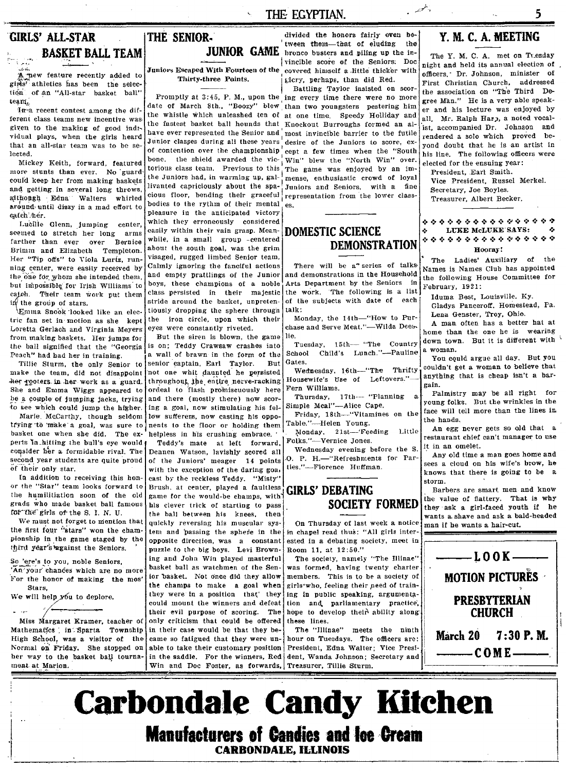## GIRLS' ALL-STAR BASKET BALL TEAM

A new feature recently added to girls' athletics has been the selection of an "All-star basket ball" team.

In a recent contest among the different class teams new incentive was given to the making of good individual plays, when the girls heard that an all-star team was to be selected.

Mickey Keith, forward, featured more stunts than ever. No guard could keep her from making baskets and getting in several long throws, although Edna Walters whirled around until dizzy in a mad effort to catch her.

Lucille Glenn, jumping center, seemed to stretch her long arms farther than ever over Bernice Brimm and Elizabeth Templeton. Her "Tip offs" to Viola Luritz, running center, were easily received by the one for whom she intended them, but impossible for Irish Williams to catch. Their team work put them in the group of stars.

Emma Snook looked like an electric fan set in motion as she kept Loretta Gerlach and Virginia Meyers from making baskets. Her jumps for the ball signified that the "Georgia Peach" had had her in training.

Tillie Sturm, the only Senior to make the team, did not disappoint her rooters in her work as a guard. She and Emma Wiggs appeared to be a couple of jumping jacks, trying to see which could jump the higher.

Marie McCarthy, though seldom trying to make a goal, was sure to basket one when she did. The experts in hitting the bull's eye would consider her a formidable rival. The second year students are quite proud of their only star.

In addition to receiving this honor the "Star" team looks forward to the humilitiation soon of the old grads who made basket ball famous for the girls of the S. I. N. U.

We must not forget to mention that the first four "stars" won the championship in the game staged by the third year's against the Seniors.

So 'ere's to you, noble Seniors,
An your chances which are no more
For the honor of making the mos'
Stars,
We will help you to deplore.

Miss Margaret Kramer, teacher of Mathematics in Sparta Township High School, was a visitor of the Normal on Friday. She stopped on her way to the basket ball tournament at Marion.

## THE SENIOR-JUNIOR GAME

**Juniors Escaped With Fourteen of the Thirty-three Points.**

Promptly at 3:45, P. M., upon the date of March 8th., "Boozy" blew the whistle which unleashed ten of the fastest basket ball hounds that have ever represented the Senior and Junior classes during all these years of contention over the championship bone, the shield awarded the victorious class team. Previous to this the Juniors had, in warming up, gallivanted capriciously about the spacious floor, bending their graceful bodies to the rythm of their mental pleasure in the anticipated victory which they erroneously considered easily within their vain grasp. Meanwhile, in a small group centered about the south goal, was the grim visaged, rugged limbed Senior team. Calmly ignoring the fanciful actions and empty prattlings of the Junior boys, these champions of a noble class persisted in their majestic stride around the basket, unpretentiously dropping the sphere througn the iron circle, upon which their eyes were constantly riveted.

But the siren is blown, the game is on; Teddy Crawsaw crashes into a wall of brawn in the form of the senior captain, Earl Taylor. But not one whit daunted he persisted throughout the entire nerve-racking ordeal to flash promiscuously here and there (mostly there) now scoring a goal, now stimulating his fellow sufferers, now casting his opponents to the floor or holding them helpless in his crushing embrace.

Teddy's mate at left forward, Deanen Watson, lavishly scored all of the Juniors' meager 14 points with the exception of the daring goal, cast by the reckless Teddy. "Misty" Brush, at center, played a faultless game for the would-be champs, with his clever trick of starting to pass the ball between his knees, then quickly reversing his muscular system and passing the sphere in the opposite direction, was a constant puzzle to the big boys. Levi Browning and John Win played masterful basket ball as watchmen of the Senior basket. Not once did they allow the champs to make a goal when they were in a position that they could mount the winners and defeat their evil purpose of scoring. The only criticism that could be offered in their case would be that they became so fatigued that they were unable to take their customary position in the saddle. For the winners, Red Win and Doc Foster, as forwards, divided the honors fairly even between them—that of eluding the bronco busters and piling up the invincible score of the Seniors. Doc covered himself a little thicker with glory, perhaps, than did Red.

Battling Taylor insisted on scoring every time there were no more than two youngsters pestering him at one time. Speedy Holliday and Knockout Burroughs formed an almost invincible barrier to the futile desire of the Juniors to score, except a few times when the "South Win" blew the "North Win" over. The game was enjoyed by an immense, enthusiastic crowd of loyal Juniors and Seniors, with a fine representation from the lower classes.

## DOMESTIC SCIENCE DEMONSTRATION

There will be a series of talks and demonstrations in the Household Arts Department by the Seniors in the work. The following is a list of the subjects with date of each talk:

Monday, the 14th—"How to Purchase and Serve Meat."—Wilda Deeslie.

Tuesday, 15th— "The Country School Child's Lunch."—Pauline Gates.

Wednesday, 16th—"The Thrifty Housewife's Use of Leftovers."—Fern Williams.

Thursday, 17th— "Planning a Simple Meal"—Alice Cape.

Friday, 18th—"Vitamines on the Table."—Helen Young.

Monday, 21st—"Feeding Little Folks."—Vernice Jones.

Wednesday evening before the S. O. P. H.—"Refreshments for Parties."—Florence Huffman.

## GIRLS' DEBATING SOCIETY FORMED

On Thursday of last week a notice in chapel read thus: "All girls interested in a debating society, meet in Room 11, at 12:50."

The society, namely "The Illinae" was formed, having twenty charter members. This is to be a society of girls who, feeling their need of training in public speaking, argumentation and parliamentary practice, hope to develop their ability along these lines.

The "Illinae" meets the ninth hour on Tuesdays. The officers are: President, Edna Walter; Vice President, Wanda Johnson; Secretary and Treasurer, Tillie Sturm.

## Y. M. C. A. MEETING

The Y. M. C. A. met on Tuesday night and held its annual election of officers. Dr. Johnson, minister of First Christian Church, addressed the association on "The Third Degree Man." He is a very able speaker and his lecture was enjoyed by all. Mr. Ralph Harp, a noted vocalist, accompanied Dr. Johnson and rendered a solo which proved beyond doubt that he is an artist in his line. The following officers were elected for the ensuing year:

President, Earl Smith.
Vice President, Russel Merkel.
Secretary, Joe Boyles.
Treasurer, Albert Becker.

### LUKE McLUKE SAYS:

**Hooray!**

The Ladies' Auxiliary of the Names is Names Club has appointed the following House Committee for February, 1921:

Iduma Best, Louisville. Ky.
Gladys Panceroff, Homestead, Pa.
Lena Genster, Troy, Ohio.

A man often has a better hat at home than the one he is wearing down town. But it is different with a woman.

You could argue all day. But you couldn't get a woman to believe that anything that is cheap isn't a bargain.

Palmistry may be all right for young folks. But the wrinkles in the face will tell more than the lines in the hands.

An egg never gets so old that a restaurant chief can't manager to use it in an omelet.

Any old time a man goes home and sees a cloud on his wife's brow, he knows that there is going to be a storm.

Barbers are smart men and know the value of flattery. That is why they ask a girl-faced youth if he wants a shave and ask a bald-headed man if he wants a hair-cut.

**—LOOK—**

**MOTION PICTURES**

**PRESBYTERIAN CHURCH**

**March 20 7:30 P. M.**

**—COME—**

# Carbondale Candy Kitchen

**Manufacturers of Candies and Ice Cream**

**CARBONDALE, ILLINOIS**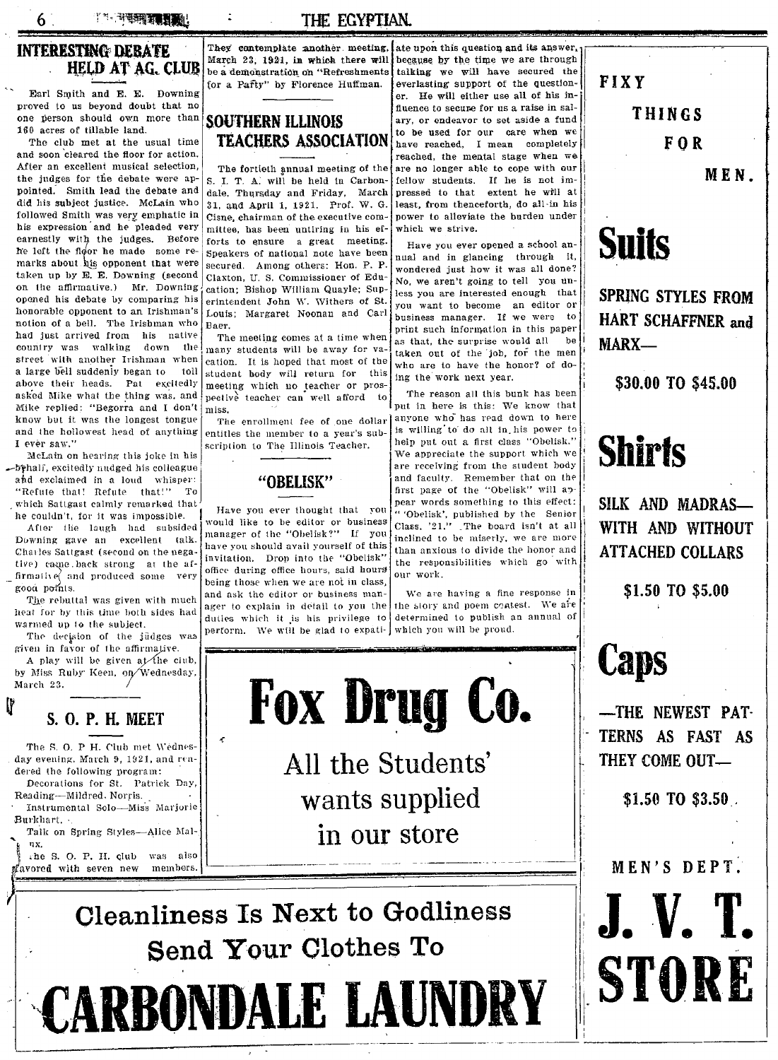## INTERESTING DEBATE HELD AT AG. CLUB

Earl Smith and E. E. Downing proved to us beyond doubt that no one person should own more than 160 acres of tillable land.

The club met at the usual time and soon cleared the floor for action. After an excellent musical selection, the judges for the debate were appointed. Smith lead the debate and did his subject justice. McLain who followed Smith was very emphatic in his expression and he pleaded very earnestly with the judges. Before he left the floor he made some remarks about his opponent that were taken up by E. E. Downing (second on the affirmative.) Mr. Downing opened his debate by comparing his honorable opponent to an Irishman's notion of a bell. The Irishman who had just arrived from his native country was walking down the street with another Irishman when a large bell suddenly began to toll above their heads. Pat excitedly asked Mike what the thing was, and Mike replied: "Begorra and I don't know but it was the longest tongue and the hollowest head of anything I ever saw."

McLain on hearing this joke in his behalf, excitedly nudged his colleague and exclaimed in a loud whisper: "Refute that! Refute that!" To which Sattgast calmly remarked that he couldn't, for it was impossible.

After the laugh had subsided Downing gave an excellent talk. Charles Sattgast (second on the negative) came back strong at the affirmative and produced some very good points.

The rebuttal was given with much heat for by this time both sides had warmed up to the subject.

The decision of the judges was given in favor of the affirmative.

A play will be given at the club, by Miss Ruby Keen, on Wednesday, March 23.

They contemplate another meeting, March 23, 1921, in which there will be a demonstration on "Refreshments for a Party" by Florence Huffman.

## S. O. P. H. MEET

The S. O. P. H. Club met Wednesday evening, March 9, 1921, and rendered the following program:

Decorations for St. Patrick Day, Reading—Mildred. Norris.

Instrumental Solo—Miss Marjorie Burkhart.

Talk on Spring Styles—Alice Malinx.

The S. O. P. H. club was also favored with seven new members.

## SOUTHERN ILLINOIS TEACHERS ASSOCIATION

The fortieth annual meeting of the S. I. T. A. will be held in Carbondale, Thursday and Friday, March 31, and April 1, 1921. Prof. W. G. Cisne, chairman of the executive committee, has been untiring in his efforts to ensure a great meeting. Speakers of national note have been secured. Among others: Hon. P. P. Claxton, U. S. Commissioner of Education; Bishop William Quayle; Superintendent John W. Withers of St. Louis; Margaret Noonan and Carl Baer.

The meeting comes at a time when many students will be away for vacation. It is hoped that most of the student body will return for this meeting which no teacher or prospective teacher can well afford to miss.

The enrollment fee of one dollar entitles the member to a year's subscription to The Illinois Teacher.

## "OBELISK"

Have you ever thought that you would like to be editor or business manager of the "Obelisk?" If you have you should avail yourself of this invitation. Drop into the "Obelisk" office during office hours, said hours being those when we are not in class, and ask the editor or business manager to explain in detail to you the duties which it is his privilege to perform. We will be glad to expatiate upon this question and its answer, because by the time we are through talking we will have secured the everlasting support of the questioner. He will either use all of his influence to secure for us a raise in salary, or endeavor to set aside a fund to be used for our care when we have reached, I mean completely reached, the mental stage when we are no longer able to cope with our fellow students. If he is not impressed to that extent he will at least, from thenceforth, do all in his power to alleviate the burden under which we strive.

Have you ever opened a school annual and in glancing through it, wondered just how it was all done? No, we aren't going to tell you unless you are interested enough that you want to become an editor or business manager. If we were to print such information in this paper as that, the surprise would all be taken out of the job, for the men who are to have the honor? of doing the work next year.

The reason all this bunk has been put in here is this: We know that anyone who has read down to here is willing to do all in his power to help put out a first class "Obelisk." We appreciate the support which we are receiving from the student body and faculty. Remember that on the first page of the "Obelisk" will appear words something to this effect: "'Obelisk', published by the Senior Class, '21." The board isn't at all inclined to be miserly, we are more than anxious to divide the honor and the responsibilities which go with our work.

We are having a fine response in the story and poem contest. We are determined to publish an annual of which you will be proud.

---

# Fox Drug Co.

All the Students' wants supplied in our store

---

**Cleanliness Is Next to Godliness**

**Send Your Clothes To**

# CARBONDALE LAUNDRY

---

**FIXY THINGS FOR MEN.**

## Suits

**SPRING STYLES FROM HART SCHAFFNER and MARX—**

**$30.00 TO $45.00**

## Shirts

**SILK AND MADRAS—WITH AND WITHOUT ATTACHED COLLARS**

**$1.50 TO $5.00**

## Caps

**—THE NEWEST PATTERNS AS FAST AS THEY COME OUT—**

**$1.50 TO $3.50**

MEN'S DEPT.

# J. V. T. STORE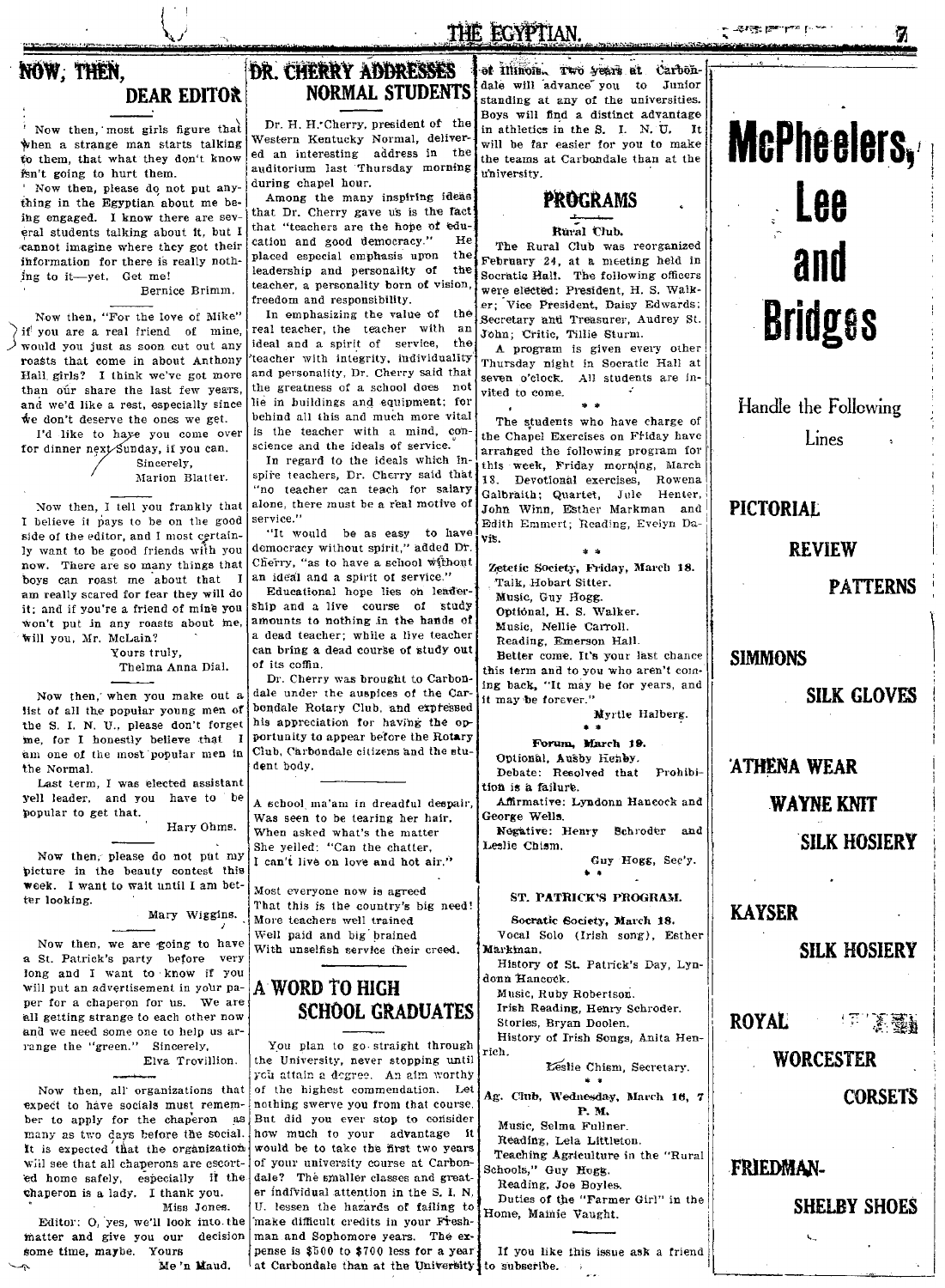## NOW, THEN, DEAR EDITOR

Now then, most girls figure that when a strange man starts talking to them, that what they don't know isn't going to hurt them.

Now then, please do not put anything in the Egyptian about me being engaged. I know there are several students talking about it, but I cannot imagine where they get their information for there is really nothing to it—yet. Get me!

Bernice Brimm.

Now then, "For the love of Mike" if you are a real friend of mine, would you just as soon cut out any roasts that come in about Anthony Hall girls? I think we've got more than our share the last few years, and we'd like a rest, especially since we don't deserve the ones we get.

I'd like to have you come over for dinner next Sunday, if you can.

Sincerely,
Marion Blatter.

Now then, I tell you frankly that I believe it pays to be on the good side of the editor, and I most certainly want to be good friends with you now. There are so many things that boys can roast me about that I am really scared for fear they will do it; and if you're a friend of mine you won't put in any roasts about me, will you, Mr. McLain?

Yours truly,
Thelma Anna Dial.

Now then, when you make out a list of all the popular young men of the S. I. N. U., please don't forget me, for I honestly believe that I am one of the most popular men in the Normal.

Last term, I was elected assistant yell leader, and you have to be popular to get that.

Hary Ohms.

Now then, please do not put my picture in the beauty contest this week. I want to wait until I am better looking.

Mary Wiggins.

Now then, we are going to have a St. Patrick's party before very long and I want to know if you will put an advertisement in your paper for a chaperon for us. We are all getting strange to each other now and we need some one to help us arrange the "green." Sincerely,

Elva Trovillion.

Now then, all organizations that expect to have socials must remember to apply for the chaperon as many as two days before the social. It is expected that the organization will see that all chaperons are escorted home safely, especially if the chaperon is a lady. I thank you.

Miss Jones.

Editor: O, yes, we'll look into the matter and give you our decision some time, maybe. Yours

Me 'n Maud.

## DR. CHERRY ADDRESSES NORMAL STUDENTS

Dr. H. H. Cherry, president of the Western Kentucky Normal, delivered an interesting address in the auditorium last Thursday morning during chapel hour.

Among the many inspiring ideas that Dr. Cherry gave us is the fact that "teachers are the hope of education and good democracy." He placed especial emphasis upon the leadership and personality of the teacher, a personality born of vision, freedom and responsibility.

In emphasizing the value of the real teacher, the teacher with an ideal and a spirit of service, the teacher with integrity, individuality and personality, Dr. Cherry said that the greatness of a school does not lie in buildings and equipment; for behind all this and much more vital is the teacher with a mind, conscience and the ideals of service.

In regard to the ideals which inspire teachers, Dr. Cherry said that "no teacher can teach for salary alone, there must be a real motive of service."

"It would be as easy to have democracy without spirit," added Dr. Cherry, "as to have a school without an ideal and a spirit of service."

Educational hope lies on leadership and a live course of study amounts to nothing in the hands of a dead teacher; while a live teacher can bring a dead course of study out of its coffin.

Dr. Cherry was brought to Carbondale under the auspices of the Carbondale Rotary Club, and expressed his appreciation for having the opportunity to appear before the Rotary Club, Carbondale citizens and the student body.

A school ma'am in dreadful despair,
Was seen to be tearing her hair,
When asked what's the matter
She yelled: "Can the chatter,
I can't live on love and hot air."

Most everyone now is agreed
That this is the country's big need!
More teachers well trained
Well paid and big brained
With unselfish service their creed.

## A WORD TO HIGH SCHOOL GRADUATES

You plan to go straight through the University, never stopping until you attain a degree. An aim worthy of the highest commendation. Let nothing swerve you from that course. But did you ever stop to consider how much to your advantage it would be to take the first two years of your university course at Carbondale? The smaller classes and greater individual attention in the S. I. N. U. lessen the hazards of failing to make difficult credits in your Freshman and Sophomore years. The expense is $500 to $700 less for a year at Carbondale than at the University of Illinois. Two years at Carbondale will advance you to Junior standing at any of the universities. Boys will find a distinct advantage in athletics in the S. I. N. U. It will be far easier for you to make the teams at Carbondale than at the university.

## PROGRAMS

### Rural Club.

The Rural Club was reorganized February 24, at a meeting held in Socratic Hall. The following officers were elected: President, H. S. Walker; Vice President, Daisy Edwards; Secretary and Treasurer, Audrey St. John; Critic, Tillie Sturm.

A program is given every other Thursday night in Socratic Hall at seven o'clock. All students are invited to come.

\* \*

The students who have charge of the Chapel Exercises on Friday have arranged the following program for this week, Friday morning, March 18. Devotional exercises, Rowena Galbraith; Quartet, Jule Henter, John Winn, Esther Markman and Edith Emmert; Reading, Evelyn Davis.

\* \*

**Zetetic Society, Friday, March 18.**

Talk, Hobart Sitter.
Music, Guy Hogg.
Optional, H. S. Walker.
Music, Nellie Carroll.
Reading, Emerson Hall.

Better come. It's your last chance this term and to you who aren't coming back, "It may be for years, and it may be forever."

Myrtle Halberg.

\* \*

**Forum, March 19.**

Optional, Ausby Henby.
Debate: Resolved that Prohibition is a failure.
Affirmative: Lyndonn Hancock and George Wells.
Negative: Henry Schroder and Leslie Chism.

Guy Hogg, Sec'y.

\* \*

### ST. PATRICK'S PROGRAM.

**Socratic Society, March 18.**

Vocal Solo (Irish song), Esther Markman.
History of St. Patrick's Day, Lyndonn Hancock.
Music, Ruby Robertson.
Irish Reading, Henry Schroder.
Stories, Bryan Doolen.
History of Irish Songs, Anita Henrich.

Leslie Chism, Secretary.

\* \*

**Ag. Club, Wednesday, March 16, 7 P. M.**

Music, Selma Fullner.
Reading, Lela Littleton.
Teaching Agriculture in the "Rural Schools," Guy Hogg.
Reading, Joe Boyles.
Duties of the "Farmer Girl" in the Home, Mamie Vaught.

If you like this issue ask a friend to subscribe.

---

# McPheelers, Lee and Bridges

Handle the Following Lines

**PICTORIAL REVIEW PATTERNS**

**SIMMONS SILK GLOVES**

**ATHENA WEAR**

**WAYNE KNIT SILK HOSIERY**

**KAYSER SILK HOSIERY**

**ROYAL WORCESTER CORSETS**

**FRIEDMAN-SHELBY SHOES**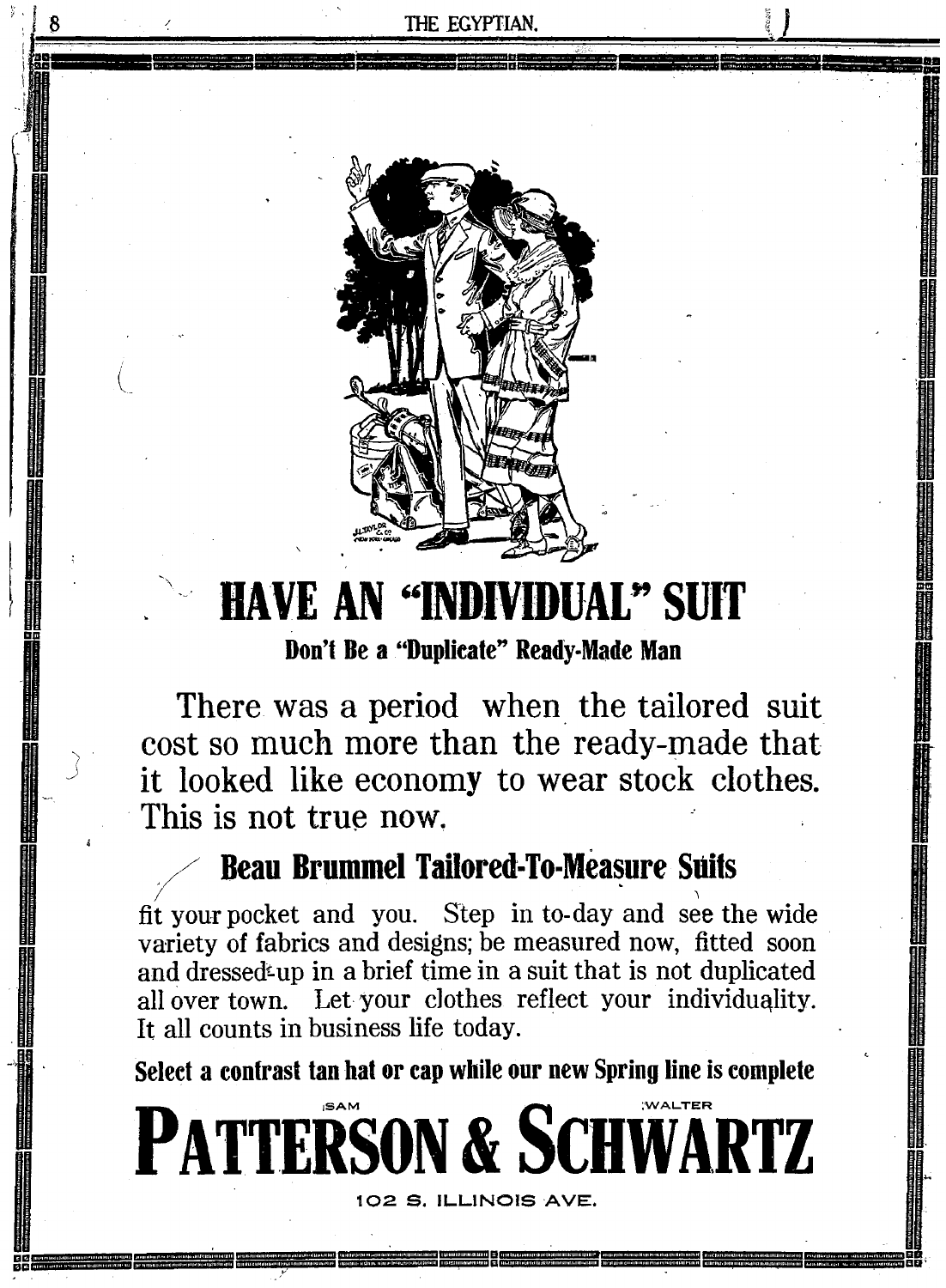# HAVE AN "INDIVIDUAL" SUIT

**Don't Be a "Duplicate" Ready-Made Man**

There was a period when the tailored suit cost so much more than the ready-made that it looked like economy to wear stock clothes. This is not true now.

## Beau Brummel Tailored-To-Measure Suits

fit your pocket and you. Step in to-day and see the wide variety of fabrics and designs; be measured now, fitted soon and dressed-up in a brief time in a suit that is not duplicated all over town. Let your clothes reflect your individuality. It all counts in business life today.

**Select a contrast tan hat or cap while our new Spring line is complete**

SAM WALTER

# PATTERSON & SCHWARTZ

102 S. ILLINOIS AVE.